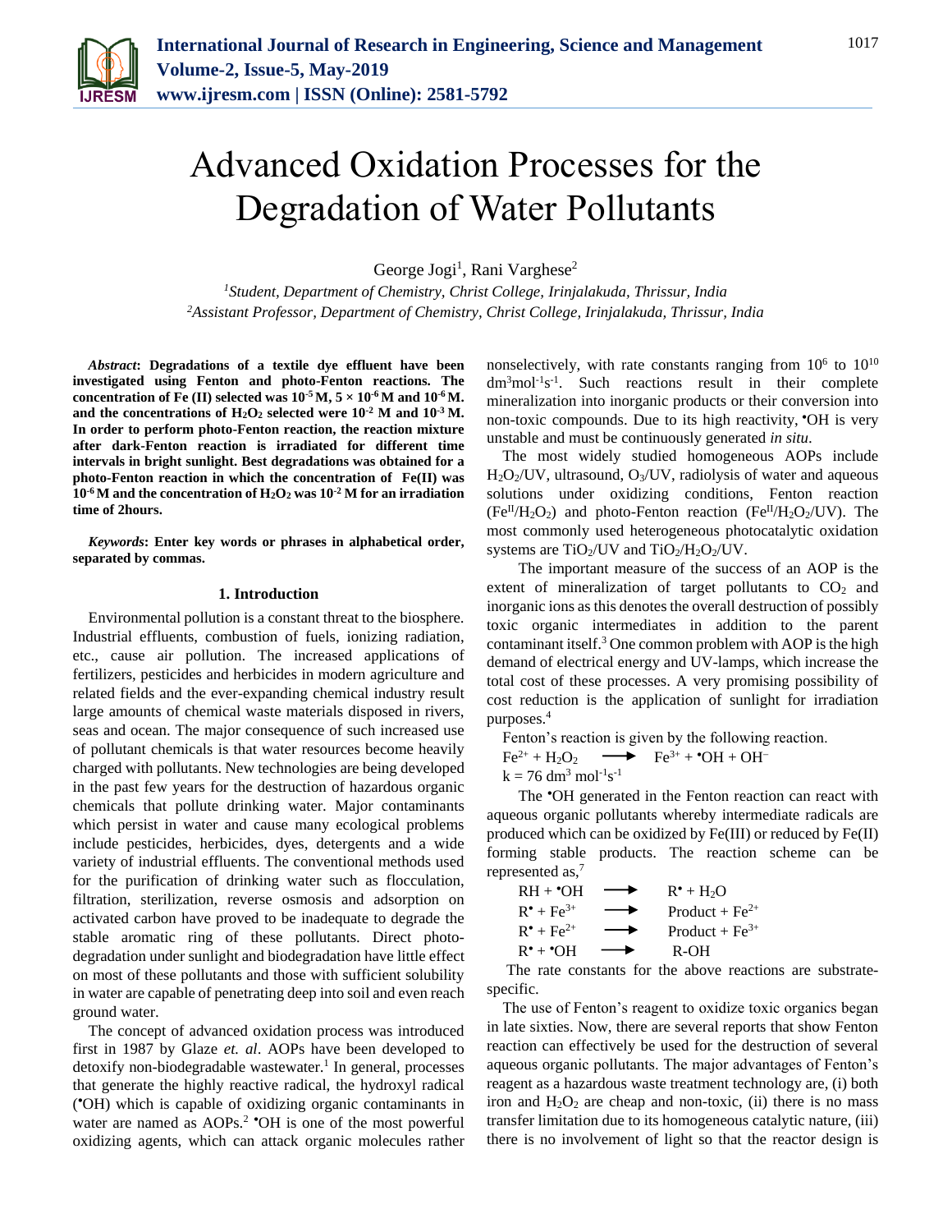# Advanced Oxidation Processes for the Degradation of Water Pollutants

George Jogi[1], Rani Varghese[2]

[1]*Student, Department of Chemistry, Christ College, Irinjalakuda, Thrissur, India*
[2]*Assistant Professor, Department of Chemistry, Christ College, Irinjalakuda, Thrissur, India*

***Abstract*: Degradations of a textile dye effluent have been investigated using Fenton and photo-Fenton reactions. The concentration of Fe (II) selected was $10^{-5}$ M, $5 \times 10^{-6}$ M and $10^{-6}$ M. and the concentrations of $H_2O_2$ selected were $10^{-2}$ M and $10^{-3}$ M. In order to perform photo-Fenton reaction, the reaction mixture after dark-Fenton reaction is irradiated for different time intervals in bright sunlight. Best degradations was obtained for a photo-Fenton reaction in which the concentration of Fe(II) was $10^{-6}$ M and the concentration of $H_2O_2$ was $10^{-2}$ M for an irradiation time of 2hours.**

***Keywords*: Enter key words or phrases in alphabetical order, separated by commas.**

## 1. Introduction

Environmental pollution is a constant threat to the biosphere. Industrial effluents, combustion of fuels, ionizing radiation, etc., cause air pollution. The increased applications of fertilizers, pesticides and herbicides in modern agriculture and related fields and the ever-expanding chemical industry result large amounts of chemical waste materials disposed in rivers, seas and ocean. The major consequence of such increased use of pollutant chemicals is that water resources become heavily charged with pollutants. New technologies are being developed in the past few years for the destruction of hazardous organic chemicals that pollute drinking water. Major contaminants which persist in water and cause many ecological problems include pesticides, herbicides, dyes, detergents and a wide variety of industrial effluents. The conventional methods used for the purification of drinking water such as flocculation, filtration, sterilization, reverse osmosis and adsorption on activated carbon have proved to be inadequate to degrade the stable aromatic ring of these pollutants. Direct photo-degradation under sunlight and biodegradation have little effect on most of these pollutants and those with sufficient solubility in water are capable of penetrating deep into soil and even reach ground water.

The concept of advanced oxidation process was introduced first in 1987 by Glaze *et. al*. AOPs have been developed to detoxify non-biodegradable wastewater.[1] In general, processes that generate the highly reactive radical, the hydroxyl radical ($^{\bullet}OH$) which is capable of oxidizing organic contaminants in water are named as AOPs.[2] $^{\bullet}OH$ is one of the most powerful oxidizing agents, which can attack organic molecules rather nonselectively, with rate constants ranging from $10^6$ to $10^{10}$ $dm^3 mol^{-1} s^{-1}$. Such reactions result in their complete mineralization into inorganic products or their conversion into non-toxic compounds. Due to its high reactivity, $^{\bullet}OH$ is very unstable and must be continuously generated *in situ*.

The most widely studied homogeneous AOPs include $H_2O_2$/UV, ultrasound, $O_3$/UV, radiolysis of water and aqueous solutions under oxidizing conditions, Fenton reaction ($Fe^{II}/H_2O_2$) and photo-Fenton reaction ($Fe^{II}/H_2O_2$/UV). The most commonly used heterogeneous photocatalytic oxidation systems are $TiO_2$/UV and $TiO_2/H_2O_2$/UV.

The important measure of the success of an AOP is the extent of mineralization of target pollutants to $CO_2$ and inorganic ions as this denotes the overall destruction of possibly toxic organic intermediates in addition to the parent contaminant itself.[3] One common problem with AOP is the high demand of electrical energy and UV-lamps, which increase the total cost of these processes. A very promising possibility of cost reduction is the application of sunlight for irradiation purposes.[4]

Fenton's reaction is given by the following reaction.

$$Fe^{2+} + H_2O_2 \longrightarrow Fe^{3+} + {}^{\bullet}OH + OH^-$$

$$k = 76 \ dm^3 \ mol^{-1} s^{-1}$$

The $^{\bullet}OH$ generated in the Fenton reaction can react with aqueous organic pollutants whereby intermediate radicals are produced which can be oxidized by Fe(III) or reduced by Fe(II) forming stable products. The reaction scheme can be represented as,[7]

$$RH + {}^{\bullet}OH \longrightarrow R^{\bullet} + H_2O$$

$$R^{\bullet} + Fe^{3+} \longrightarrow \text{Product} + Fe^{2+}$$

$$R^{\bullet} + Fe^{2+} \longrightarrow \text{Product} + Fe^{3+}$$

$$R^{\bullet} + {}^{\bullet}OH \longrightarrow R\text{-}OH$$

The rate constants for the above reactions are substrate-specific.

The use of Fenton's reagent to oxidize toxic organics began in late sixties. Now, there are several reports that show Fenton reaction can effectively be used for the destruction of several aqueous organic pollutants. The major advantages of Fenton's reagent as a hazardous waste treatment technology are, (i) both iron and $H_2O_2$ are cheap and non-toxic, (ii) there is no mass transfer limitation due to its homogeneous catalytic nature, (iii) there is no involvement of light so that the reactor design is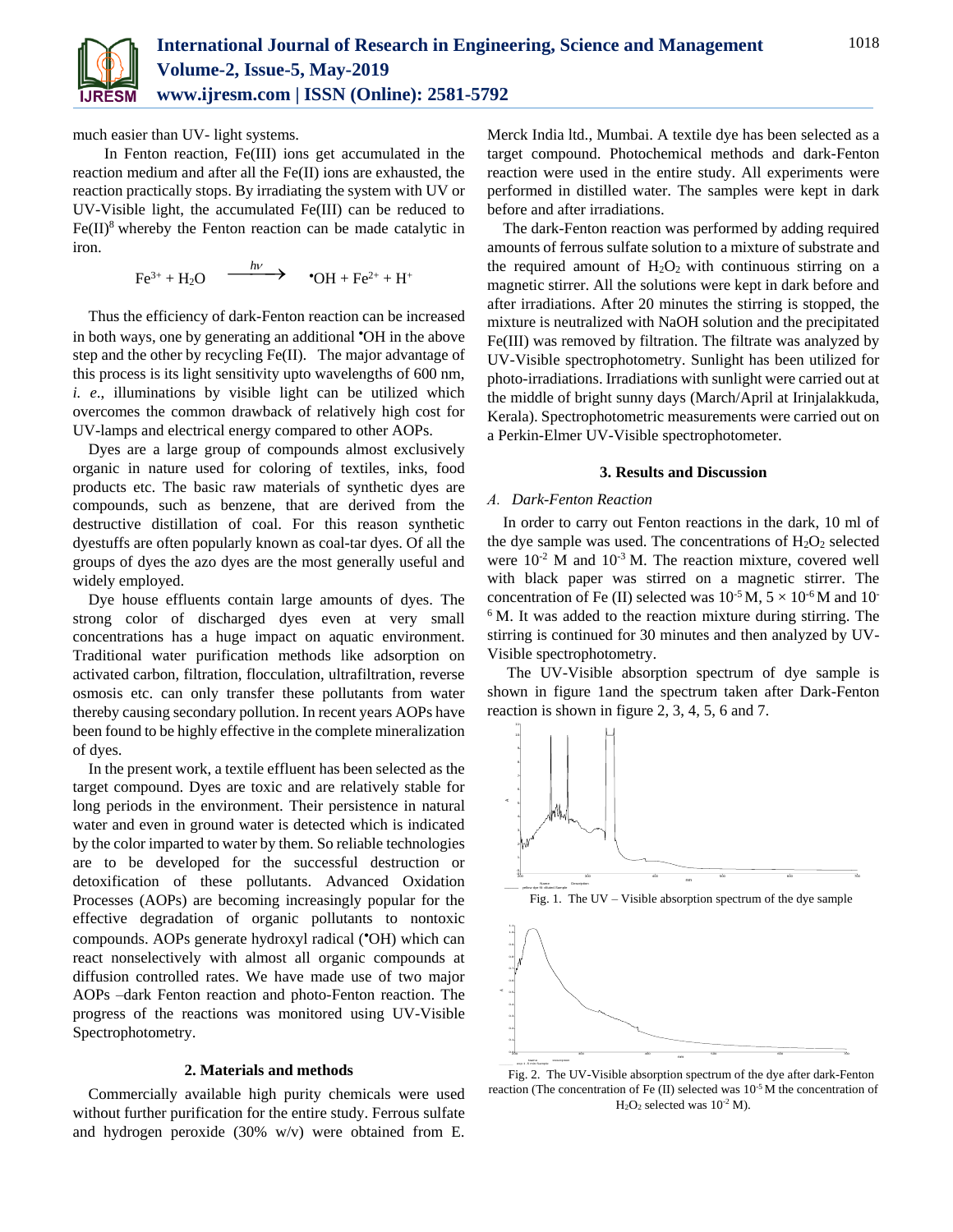much easier than UV- light systems.

In Fenton reaction, Fe(III) ions get accumulated in the reaction medium and after all the Fe(II) ions are exhausted, the reaction practically stops. By irradiating the system with UV or UV-Visible light, the accumulated Fe(III) can be reduced to Fe(II)[8] whereby the Fenton reaction can be made catalytic in iron.

$$Fe^{3+} + H_2O \xrightarrow{h\nu} {}^{\bullet}OH + Fe^{2+} + H^+$$

Thus the efficiency of dark-Fenton reaction can be increased in both ways, one by generating an additional $^{\bullet}OH$ in the above step and the other by recycling Fe(II). The major advantage of this process is its light sensitivity upto wavelengths of 600 nm, *i. e.*, illuminations by visible light can be utilized which overcomes the common drawback of relatively high cost for UV-lamps and electrical energy compared to other AOPs.

Dyes are a large group of compounds almost exclusively organic in nature used for coloring of textiles, inks, food products etc. The basic raw materials of synthetic dyes are compounds, such as benzene, that are derived from the destructive distillation of coal. For this reason synthetic dyestuffs are often popularly known as coal-tar dyes. Of all the groups of dyes the azo dyes are the most generally useful and widely employed.

Dye house effluents contain large amounts of dyes. The strong color of discharged dyes even at very small concentrations has a huge impact on aquatic environment. Traditional water purification methods like adsorption on activated carbon, filtration, flocculation, ultrafiltration, reverse osmosis etc. can only transfer these pollutants from water thereby causing secondary pollution. In recent years AOPs have been found to be highly effective in the complete mineralization of dyes.

In the present work, a textile effluent has been selected as the target compound. Dyes are toxic and are relatively stable for long periods in the environment. Their persistence in natural water and even in ground water is detected which is indicated by the color imparted to water by them. So reliable technologies are to be developed for the successful destruction or detoxification of these pollutants. Advanced Oxidation Processes (AOPs) are becoming increasingly popular for the effective degradation of organic pollutants to nontoxic compounds. AOPs generate hydroxyl radical ($^{\bullet}OH$) which can react nonselectively with almost all organic compounds at diffusion controlled rates. We have made use of two major AOPs –dark Fenton reaction and photo-Fenton reaction. The progress of the reactions was monitored using UV-Visible Spectrophotometry.

## 2. Materials and methods

Commercially available high purity chemicals were used without further purification for the entire study. Ferrous sulfate and hydrogen peroxide (30% w/v) were obtained from E. Merck India ltd., Mumbai. A textile dye has been selected as a target compound. Photochemical methods and dark-Fenton reaction were used in the entire study. All experiments were performed in distilled water. The samples were kept in dark before and after irradiations.

The dark-Fenton reaction was performed by adding required amounts of ferrous sulfate solution to a mixture of substrate and the required amount of $H_2O_2$ with continuous stirring on a magnetic stirrer. All the solutions were kept in dark before and after irradiations. After 20 minutes the stirring is stopped, the mixture is neutralized with NaOH solution and the precipitated Fe(III) was removed by filtration. The filtrate was analyzed by UV-Visible spectrophotometry. Sunlight has been utilized for photo-irradiations. Irradiations with sunlight were carried out at the middle of bright sunny days (March/April at Irinjalakkuda, Kerala). Spectrophotometric measurements were carried out on a Perkin-Elmer UV-Visible spectrophotometer.

## 3. Results and Discussion

### *A. Dark-Fenton Reaction*

In order to carry out Fenton reactions in the dark, 10 ml of the dye sample was used. The concentrations of $H_2O_2$ selected were $10^{-2}$ M and $10^{-3}$ M. The reaction mixture, covered well with black paper was stirred on a magnetic stirrer. The concentration of Fe (II) selected was $10^{-5}$ M, $5 \times 10^{-6}$ M and $10^{-6}$ M. It was added to the reaction mixture during stirring. The stirring is continued for 30 minutes and then analyzed by UV-Visible spectrophotometry.

The UV-Visible absorption spectrum of dye sample is shown in figure 1and the spectrum taken after Dark-Fenton reaction is shown in figure 2, 3, 4, 5, 6 and 7.

Fig. 1. The UV – Visible absorption spectrum of the dye sample

Fig. 2. The UV-Visible absorption spectrum of the dye after dark-Fenton reaction (The concentration of Fe (II) selected was $10^{-5}$ M the concentration of $H_2O_2$ selected was $10^{-2}$ M).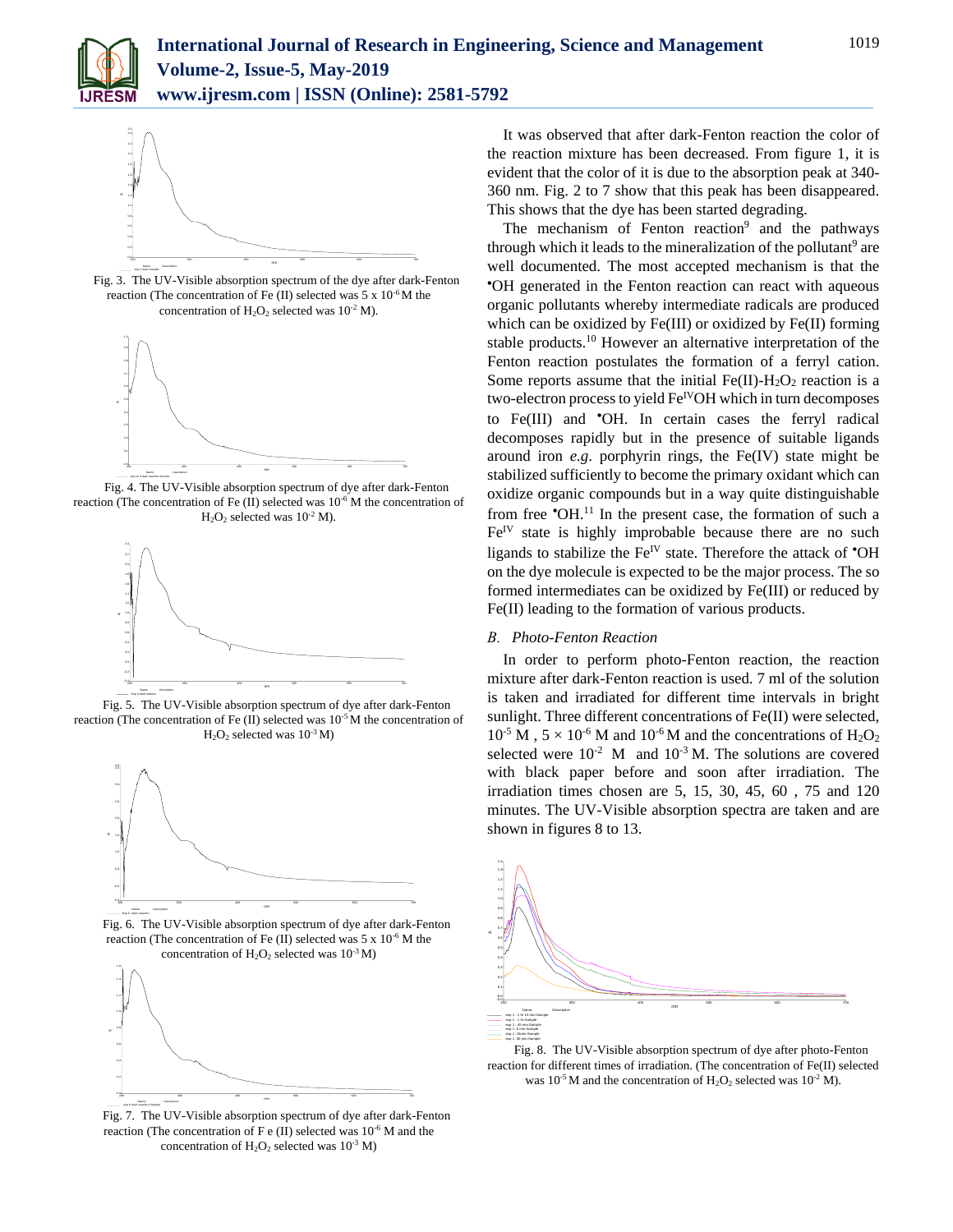Fig. 3. The UV-Visible absorption spectrum of the dye after dark-Fenton reaction (The concentration of Fe (II) selected was 5 x $10^{-6}$ M the concentration of $H_2O_2$ selected was $10^{-2}$ M).

Fig. 4. The UV-Visible absorption spectrum of dye after dark-Fenton reaction (The concentration of Fe (II) selected was $10^{-6}$ M the concentration of $H_2O_2$ selected was $10^{-2}$ M).

Fig. 5. The UV-Visible absorption spectrum of dye after dark-Fenton reaction (The concentration of Fe (II) selected was $10^{-5}$ M the concentration of $H_2O_2$ selected was $10^{-3}$ M)

Fig. 6. The UV-Visible absorption spectrum of dye after dark-Fenton reaction (The concentration of Fe (II) selected was 5 x $10^{-6}$ M the concentration of $H_2O_2$ selected was $10^{-3}$ M)

Fig. 7. The UV-Visible absorption spectrum of dye after dark-Fenton reaction (The concentration of F e (II) selected was $10^{-6}$ M and the concentration of $H_2O_2$ selected was $10^{-3}$ M)

It was observed that after dark-Fenton reaction the color of the reaction mixture has been decreased. From figure 1, it is evident that the color of it is due to the absorption peak at 340-360 nm. Fig. 2 to 7 show that this peak has been disappeared. This shows that the dye has been started degrading.

The mechanism of Fenton reaction[9] and the pathways through which it leads to the mineralization of the pollutant[9] are well documented. The most accepted mechanism is that the •OH generated in the Fenton reaction can react with aqueous organic pollutants whereby intermediate radicals are produced which can be oxidized by Fe(III) or oxidized by Fe(II) forming stable products.[10] However an alternative interpretation of the Fenton reaction postulates the formation of a ferryl cation. Some reports assume that the initial Fe(II)-$H_2O_2$ reaction is a two-electron process to yield $Fe^{IV}OH$ which in turn decomposes to Fe(III) and •OH. In certain cases the ferryl radical decomposes rapidly but in the presence of suitable ligands around iron *e.g*. porphyrin rings, the Fe(IV) state might be stabilized sufficiently to become the primary oxidant which can oxidize organic compounds but in a way quite distinguishable from free •OH.[11] In the present case, the formation of such a $Fe^{IV}$ state is highly improbable because there are no such ligands to stabilize the $Fe^{IV}$ state. Therefore the attack of •OH on the dye molecule is expected to be the major process. The so formed intermediates can be oxidized by Fe(III) or reduced by Fe(II) leading to the formation of various products.

### *B. Photo-Fenton Reaction*

In order to perform photo-Fenton reaction, the reaction mixture after dark-Fenton reaction is used. 7 ml of the solution is taken and irradiated for different time intervals in bright sunlight. Three different concentrations of Fe(II) were selected, $10^{-5}$ M , $5 \times 10^{-6}$ M and $10^{-6}$ M and the concentrations of $H_2O_2$ selected were $10^{-2}$ M and $10^{-3}$ M. The solutions are covered with black paper before and soon after irradiation. The irradiation times chosen are 5, 15, 30, 45, 60 , 75 and 120 minutes. The UV-Visible absorption spectra are taken and are shown in figures 8 to 13.

Fig. 8. The UV-Visible absorption spectrum of dye after photo-Fenton reaction for different times of irradiation. (The concentration of Fe(II) selected was $10^{-5}$ M and the concentration of $H_2O_2$ selected was $10^{-2}$ M).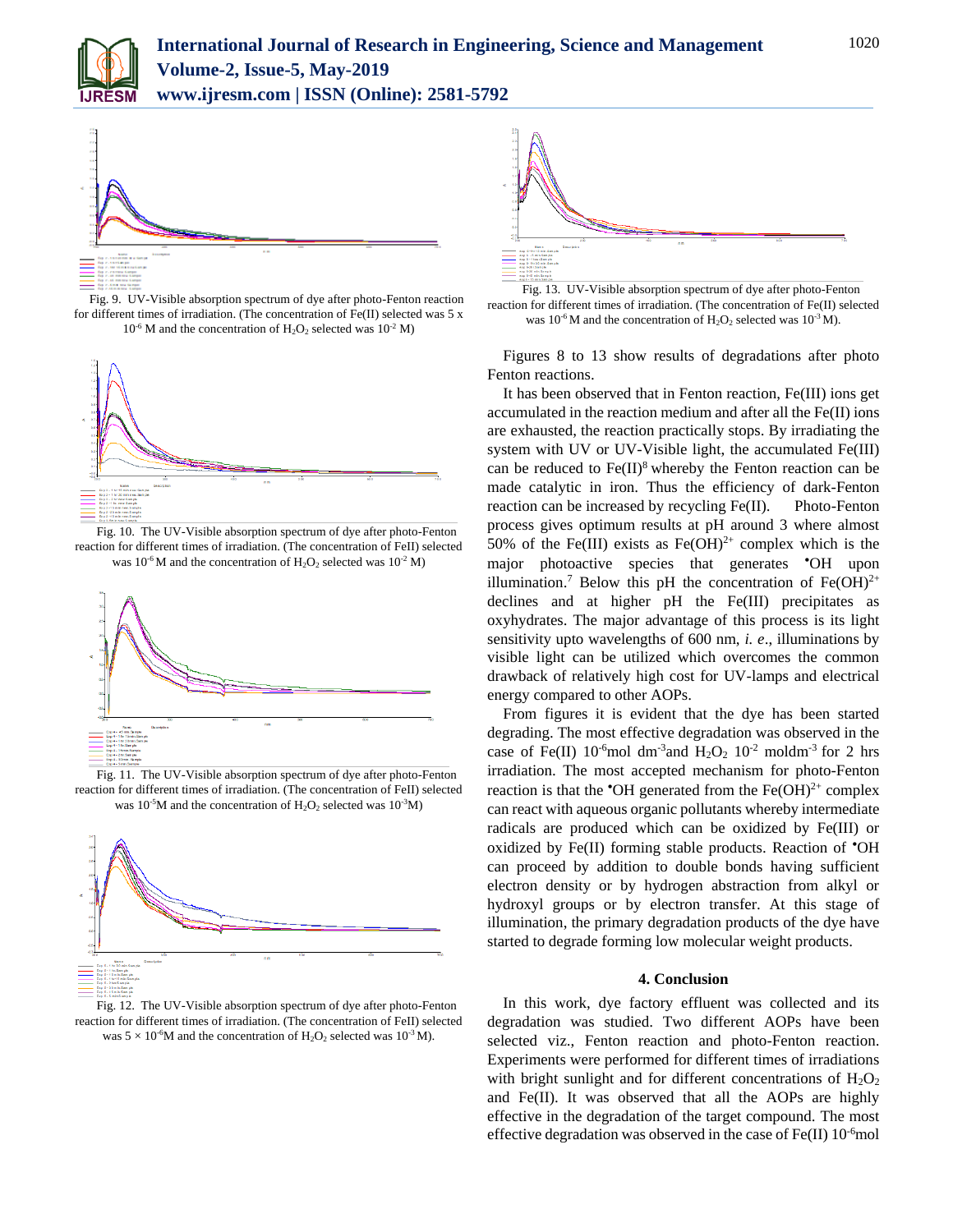Fig. 9. UV-Visible absorption spectrum of dye after photo-Fenton reaction for different times of irradiation. (The concentration of Fe(II) selected was 5 x $10^{-6}$ M and the concentration of $H_2O_2$ selected was $10^{-2}$ M)

Fig. 10. The UV-Visible absorption spectrum of dye after photo-Fenton reaction for different times of irradiation. (The concentration of FeII) selected was $10^{-6}$ M and the concentration of $H_2O_2$ selected was $10^{-2}$ M)

Fig. 11. The UV-Visible absorption spectrum of dye after photo-Fenton reaction for different times of irradiation. (The concentration of FeII) selected was $10^{-5}$M and the concentration of $H_2O_2$ selected was $10^{-3}$M)

Fig. 12. The UV-Visible absorption spectrum of dye after photo-Fenton reaction for different times of irradiation. (The concentration of FeII) selected was $5 \times 10^{-6}$M and the concentration of $H_2O_2$ selected was $10^{-3}$ M).

Fig. 13. UV-Visible absorption spectrum of dye after photo-Fenton reaction for different times of irradiation. (The concentration of Fe(II) selected was $10^{-6}$ M and the concentration of $H_2O_2$ selected was $10^{-3}$ M).

Figures 8 to 13 show results of degradations after photo Fenton reactions.

It has been observed that in Fenton reaction, Fe(III) ions get accumulated in the reaction medium and after all the Fe(II) ions are exhausted, the reaction practically stops. By irradiating the system with UV or UV-Visible light, the accumulated Fe(III) can be reduced to Fe(II)[8] whereby the Fenton reaction can be made catalytic in iron. Thus the efficiency of dark-Fenton reaction can be increased by recycling Fe(II). Photo-Fenton process gives optimum results at pH around 3 where almost 50% of the Fe(III) exists as $Fe(OH)^{2+}$ complex which is the major photoactive species that generates $^{\bullet}OH$ upon illumination.[7] Below this pH the concentration of $Fe(OH)^{2+}$ declines and at higher pH the Fe(III) precipitates as oxyhydrates. The major advantage of this process is its light sensitivity upto wavelengths of 600 nm, *i. e*., illuminations by visible light can be utilized which overcomes the common drawback of relatively high cost for UV-lamps and electrical energy compared to other AOPs.

From figures it is evident that the dye has been started degrading. The most effective degradation was observed in the case of Fe(II) $10^{-6}$mol $dm^{-3}$and $H_2O_2$ $10^{-2}$ mol$dm^{-3}$ for 2 hrs irradiation. The most accepted mechanism for photo-Fenton reaction is that the $^{\bullet}OH$ generated from the $Fe(OH)^{2+}$ complex can react with aqueous organic pollutants whereby intermediate radicals are produced which can be oxidized by Fe(III) or oxidized by Fe(II) forming stable products. Reaction of $^{\bullet}OH$ can proceed by addition to double bonds having sufficient electron density or by hydrogen abstraction from alkyl or hydroxyl groups or by electron transfer. At this stage of illumination, the primary degradation products of the dye have started to degrade forming low molecular weight products.

## 4. Conclusion

In this work, dye factory effluent was collected and its degradation was studied. Two different AOPs have been selected viz., Fenton reaction and photo-Fenton reaction. Experiments were performed for different times of irradiations with bright sunlight and for different concentrations of $H_2O_2$ and Fe(II). It was observed that all the AOPs are highly effective in the degradation of the target compound. The most effective degradation was observed in the case of Fe(II) $10^{-6}$mol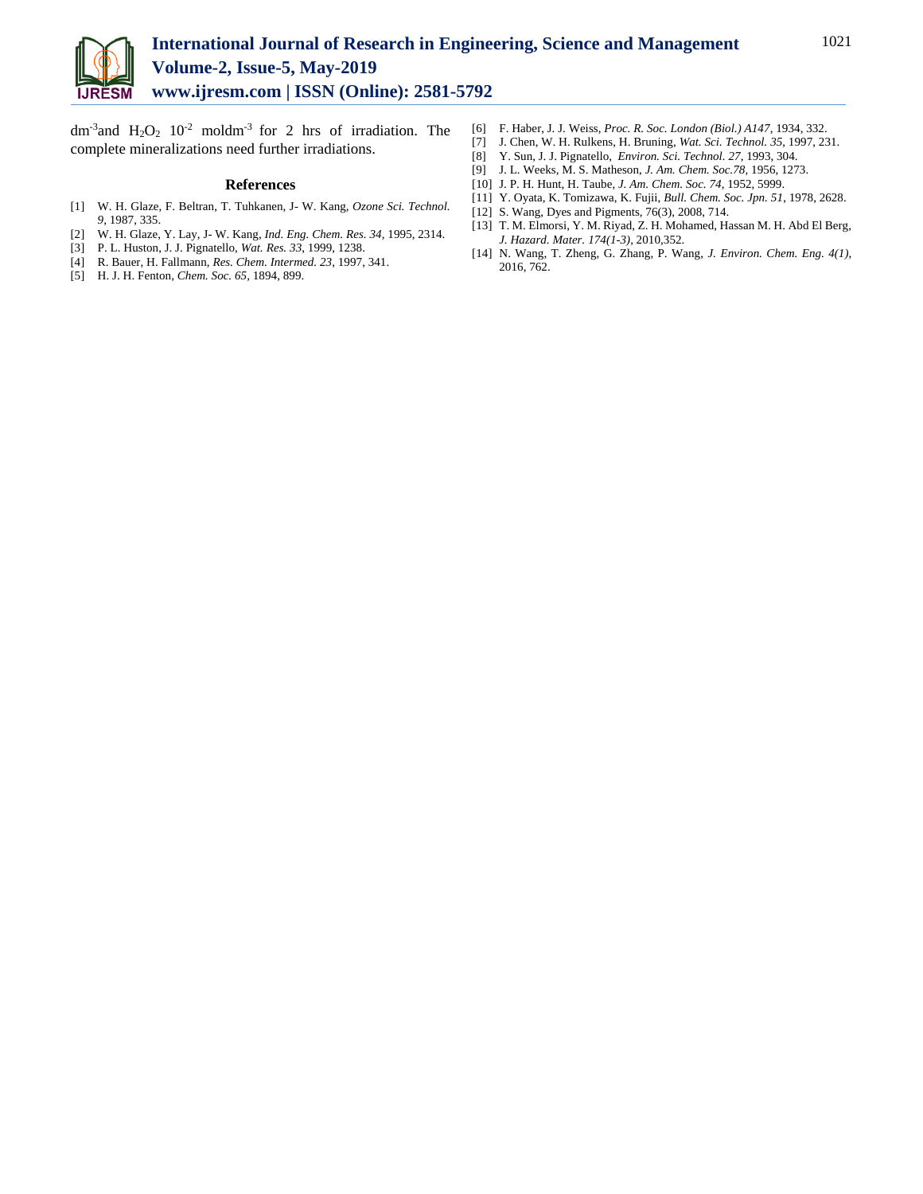$dm^{-3}$ and $H_2O_2$ $10^{-2}$ $moldm^{-3}$ for 2 hrs of irradiation. The complete mineralizations need further irradiations.

## References

[1] W. H. Glaze, F. Beltran, T. Tuhkanen, J- W. Kang, *Ozone Sci. Technol. 9*, 1987, 335.
[2] W. H. Glaze, Y. Lay, J- W. Kang, *Ind. Eng. Chem. Res. 34*, 1995, 2314.
[3] P. L. Huston, J. J. Pignatello, *Wat. Res. 33*, 1999, 1238.
[4] R. Bauer, H. Fallmann, *Res. Chem. Intermed. 23*, 1997, 341.
[5] H. J. H. Fenton, *Chem. Soc. 65*, 1894, 899.
[6] F. Haber, J. J. Weiss, *Proc. R. Soc. London (Biol.) A147*, 1934, 332.
[7] J. Chen, W. H. Rulkens, H. Bruning, *Wat. Sci. Technol. 35*, 1997, 231.
[8] Y. Sun, J. J. Pignatello, *Environ. Sci. Technol. 27*, 1993, 304.
[9] J. L. Weeks, M. S. Matheson, *J. Am. Chem. Soc.78*, 1956, 1273.
[10] J. P. H. Hunt, H. Taube, *J. Am. Chem. Soc. 74*, 1952, 5999.
[11] Y. Oyata, K. Tomizawa, K. Fujii, *Bull. Chem. Soc. Jpn. 51*, 1978, 2628.
[12] S. Wang, Dyes and Pigments, 76(3), 2008, 714.
[13] T. M. Elmorsi, Y. M. Riyad, Z. H. Mohamed, Hassan M. H. Abd El Berg, *J. Hazard. Mater. 174(1-3)*, 2010,352.
[14] N. Wang, T. Zheng, G. Zhang, P. Wang, *J. Environ. Chem. Eng. 4(1)*, 2016, 762.